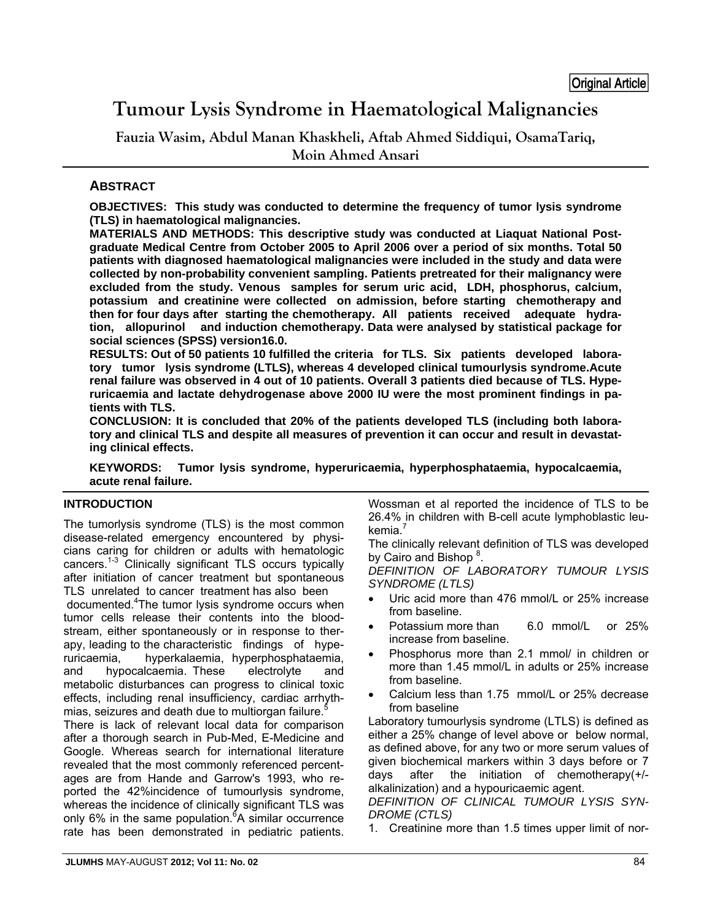Original Article

# Tumour Lysis Syndrome in Haematological Malignancies

**Fauzia Wasim, Abdul Manan Khaskheli, Aftab Ahmed Siddiqui, OsamaTariq, Moin Ahmed Ansari**

## ABSTRACT

**OBJECTIVES: This study was conducted to determine the frequency of tumor lysis syndrome (TLS) in haematological malignancies.**

**MATERIALS AND METHODS: This descriptive study was conducted at Liaquat National Postgraduate Medical Centre from October 2005 to April 2006 over a period of six months. Total 50 patients with diagnosed haematological malignancies were included in the study and data were collected by non-probability convenient sampling. Patients pretreated for their malignancy were excluded from the study. Venous samples for serum uric acid, LDH, phosphorus, calcium, potassium and creatinine were collected on admission, before starting chemotherapy and then for four days after starting the chemotherapy. All patients received adequate hydration, allopurinol and induction chemotherapy. Data were analysed by statistical package for social sciences (SPSS) version16.0.**

**RESULTS: Out of 50 patients 10 fulfilled the criteria for TLS. Six patients developed laboratory tumor lysis syndrome (LTLS), whereas 4 developed clinical tumourlysis syndrome.Acute renal failure was observed in 4 out of 10 patients. Overall 3 patients died because of TLS. Hyperuricaemia and lactate dehydrogenase above 2000 IU were the most prominent findings in patients with TLS.**

**CONCLUSION: It is concluded that 20% of the patients developed TLS (including both laboratory and clinical TLS and despite all measures of prevention it can occur and result in devastating clinical effects.**

**KEYWORDS: Tumor lysis syndrome, hyperuricaemia, hyperphosphataemia, hypocalcaemia, acute renal failure.**

## INTRODUCTION

The tumorlysis syndrome (TLS) is the most common disease-related emergency encountered by physicians caring for children or adults with hematologic cancers.[1-3] Clinically significant TLS occurs typically after initiation of cancer treatment but spontaneous TLS unrelated to cancer treatment has also been documented.[4]The tumor lysis syndrome occurs when tumor cells release their contents into the bloodstream, either spontaneously or in response to therapy, leading to the characteristic findings of hyperuricaemia, hyperkalaemia, hyperphosphataemia, and hypocalcaemia. These electrolyte and metabolic disturbances can progress to clinical toxic effects, including renal insufficiency, cardiac arrhythmias, seizures and death due to multiorgan failure.[5]

There is lack of relevant local data for comparison after a thorough search in Pub-Med, E-Medicine and Google. Whereas search for international literature revealed that the most commonly referenced percentages are from Hande and Garrow's 1993, who reported the 42%incidence of tumourlysis syndrome, whereas the incidence of clinically significant TLS was only 6% in the same population.[6]A similar occurrence rate has been demonstrated in pediatric patients. Wossman et al reported the incidence of TLS to be 26.4% in children with B-cell acute lymphoblastic leukemia.[7]

The clinically relevant definition of TLS was developed by Cairo and Bishop [8].

*DEFINITION OF LABORATORY TUMOUR LYSIS SYNDROME (LTLS)*

- Uric acid more than 476 mmol/L or 25% increase from baseline.
- Potassium more than 6.0 mmol/L or 25% increase from baseline.
- Phosphorus more than 2.1 mmol/ in children or more than 1.45 mmol/L in adults or 25% increase from baseline.
- Calcium less than 1.75 mmol/L or 25% decrease from baseline

Laboratory tumourlysis syndrome (LTLS) is defined as either a 25% change of level above or below normal, as defined above, for any two or more serum values of given biochemical markers within 3 days before or 7 days after the initiation of chemotherapy(+/- alkalinization) and a hypouricaemic agent.

*DEFINITION OF CLINICAL TUMOUR LYSIS SYNDROME (CTLS)*

1. Creatinine more than 1.5 times upper limit of nor-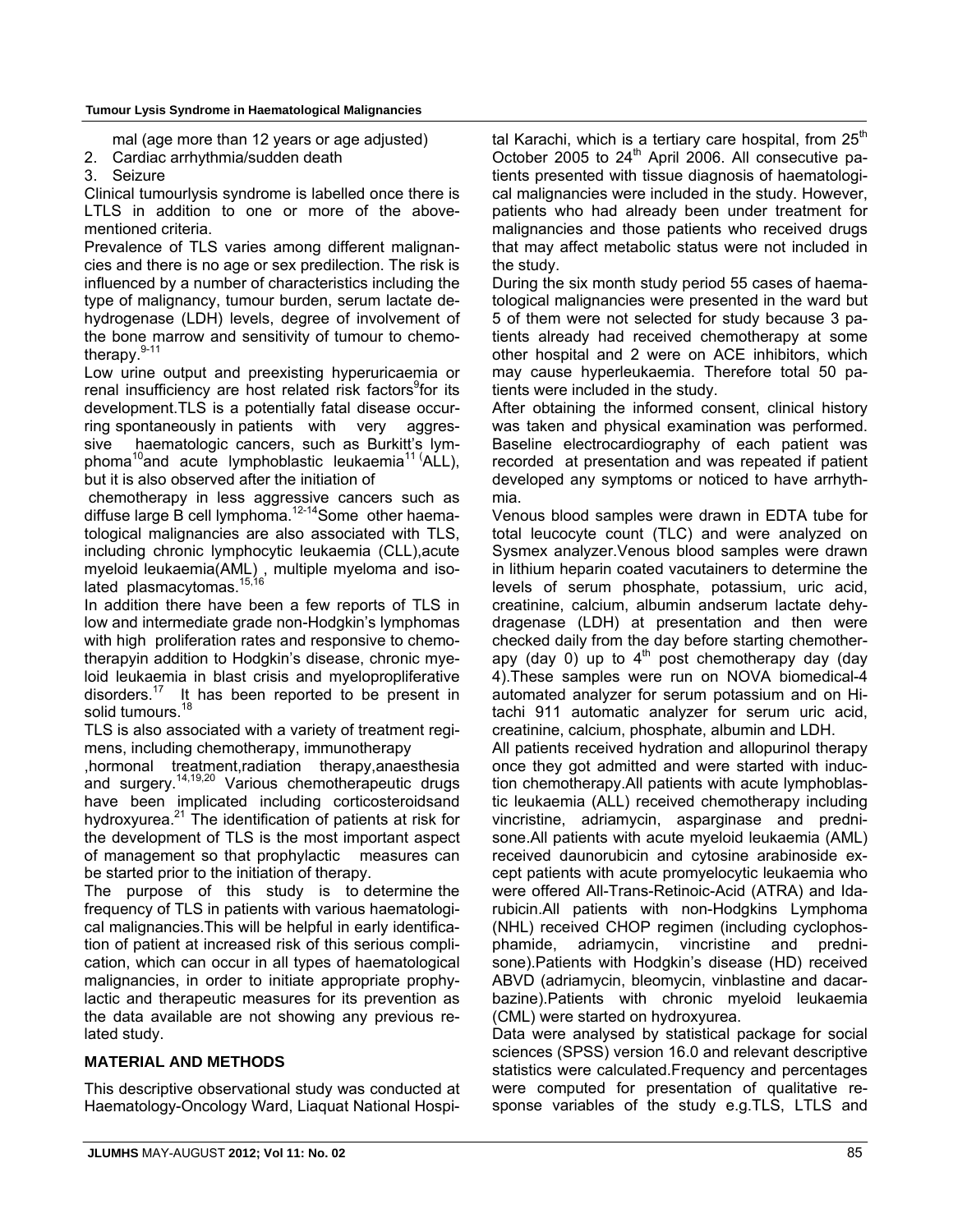mal (age more than 12 years or age adjusted)

2. Cardiac arrhythmia/sudden death
3. Seizure

Clinical tumourlysis syndrome is labelled once there is LTLS in addition to one or more of the above-mentioned criteria.

Prevalence of TLS varies among different malignancies and there is no age or sex predilection. The risk is influenced by a number of characteristics including the type of malignancy, tumour burden, serum lactate dehydrogenase (LDH) levels, degree of involvement of the bone marrow and sensitivity of tumour to chemotherapy.[9-11]

Low urine output and preexisting hyperuricaemia or renal insufficiency are host related risk factors[9] for its development. TLS is a potentially fatal disease occurring spontaneously in patients with very aggressive haematologic cancers, such as Burkitt's lymphoma[10] and acute lymphoblastic leukaemia[11] (ALL), but it is also observed after the initiation of chemotherapy in less aggressive cancers such as diffuse large B cell lymphoma.[12-14] Some other haematological malignancies are also associated with TLS, including chronic lymphocytic leukaemia (CLL), acute myeloid leukaemia(AML), multiple myeloma and isolated plasmacytomas.[15,16]

In addition there have been a few reports of TLS in low and intermediate grade non-Hodgkin's lymphomas with high proliferation rates and responsive to chemotherapy in addition to Hodgkin's disease, chronic myeloid leukaemia in blast crisis and myelopropliferative disorders.[17] It has been reported to be present in solid tumours.[18]

TLS is also associated with a variety of treatment regimens, including chemotherapy, immunotherapy, hormonal treatment, radiation therapy, anaesthesia and surgery.[14,19,20] Various chemotherapeutic drugs have been implicated including corticosteroids and hydroxyurea.[21] The identification of patients at risk for the development of TLS is the most important aspect of management so that prophylactic measures can be started prior to the initiation of therapy.

The purpose of this study is to determine the frequency of TLS in patients with various haematological malignancies. This will be helpful in early identification of patient at increased risk of this serious complication, which can occur in all types of haematological malignancies, in order to initiate appropriate prophylactic and therapeutic measures for its prevention as the data available are not showing any previous related study.

## MATERIAL AND METHODS

This descriptive observational study was conducted at Haematology-Oncology Ward, Liaquat National Hospital Karachi, which is a tertiary care hospital, from 25th October 2005 to 24th April 2006. All consecutive patients presented with tissue diagnosis of haematological malignancies were included in the study. However, patients who had already been under treatment for malignancies and those patients who received drugs that may affect metabolic status were not included in the study.

During the six month study period 55 cases of haematological malignancies were presented in the ward but 5 of them were not selected for study because 3 patients already had received chemotherapy at some other hospital and 2 were on ACE inhibitors, which may cause hyperleukaemia. Therefore total 50 patients were included in the study.

After obtaining the informed consent, clinical history was taken and physical examination was performed. Baseline electrocardiography of each patient was recorded at presentation and was repeated if patient developed any symptoms or noticed to have arrhythmia.

Venous blood samples were drawn in EDTA tube for total leucocyte count (TLC) and were analyzed on Sysmex analyzer. Venous blood samples were drawn in lithium heparin coated vacutainers to determine the levels of serum phosphate, potassium, uric acid, creatinine, calcium, albumin and serum lactate dehydragenase (LDH) at presentation and then were checked daily from the day before starting chemotherapy (day 0) up to 4th post chemotherapy day (day 4). These samples were run on NOVA biomedical-4 automated analyzer for serum potassium and on Hitachi 911 automatic analyzer for serum uric acid, creatinine, calcium, phosphate, albumin and LDH.

All patients received hydration and allopurinol therapy once they got admitted and were started with induction chemotherapy. All patients with acute lymphoblastic leukaemia (ALL) received chemotherapy including vincristine, adriamycin, asparginase and prednisone. All patients with acute myeloid leukaemia (AML) received daunorubicin and cytosine arabinoside except patients with acute promyelocytic leukaemia who were offered All-Trans-Retinoic-Acid (ATRA) and Idarubicin. All patients with non-Hodgkins Lymphoma (NHL) received CHOP regimen (including cyclophosphamide, adriamycin, vincristine and prednisone). Patients with Hodgkin's disease (HD) received ABVD (adriamycin, bleomycin, vinblastine and dacarbazine). Patients with chronic myeloid leukaemia (CML) were started on hydroxyurea.

Data were analysed by statistical package for social sciences (SPSS) version 16.0 and relevant descriptive statistics were calculated. Frequency and percentages were computed for presentation of qualitative response variables of the study e.g. TLS, LTLS and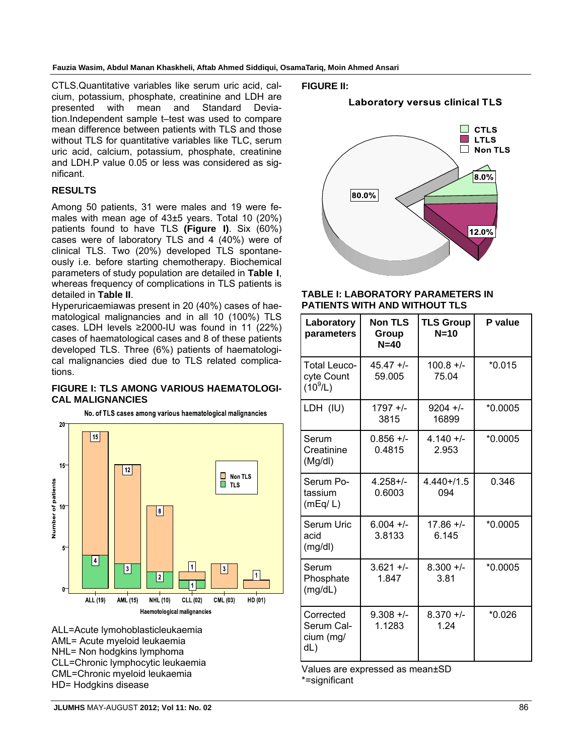CTLS.Quantitative variables like serum uric acid, calcium, potassium, phosphate, creatinine and LDH are presented with mean and Standard Deviation.Independent sample t–test was used to compare mean difference between patients with TLS and those without TLS for quantitative variables like TLC, serum uric acid, calcium, potassium, phosphate, creatinine and LDH.P value 0.05 or less was considered as significant.

## RESULTS

Among 50 patients, 31 were males and 19 were females with mean age of 43±5 years. Total 10 (20%) patients found to have TLS **(Figure I)**. Six (60%) cases were of laboratory TLS and 4 (40%) were of clinical TLS. Two (20%) developed TLS spontaneously i.e. before starting chemotherapy. Biochemical parameters of study population are detailed in **Table I**, whereas frequency of complications in TLS patients is detailed in **Table II**.

Hyperuricaemiawas present in 20 (40%) cases of haematological malignancies and in all 10 (100%) TLS cases. LDH levels ≥2000-IU was found in 11 (22%) cases of haematological cases and 8 of these patients developed TLS. Three (6%) patients of haematological malignancies died due to TLS related complications.

**FIGURE I: TLS AMONG VARIOUS HAEMATOLOGICAL MALIGNANCIES**

ALL=Acute lymohoblasticleukaemia
AML= Acute myeloid leukaemia
NHL= Non hodgkins lymphoma
CLL=Chronic lymphocytic leukaemia
CML=Chronic myeloid leukaemia
HD= Hodgkins disease

**FIGURE II:**

**TABLE I: LABORATORY PARAMETERS IN PATIENTS WITH AND WITHOUT TLS**

| Laboratory parameters | Non TLS Group N=40 | TLS Group N=10 | P value |
|---|---|---|---|
| Total Leucocyte Count ($10^9$/L) | 45.47 +/- 59.005 | 100.8 +/- 75.04 | *0.015 |
| LDH (IU) | 1797 +/- 3815 | 9204 +/- 16899 | *0.0005 |
| Serum Creatinine (Mg/dl) | 0.856 +/- 0.4815 | 4.140 +/- 2.953 | *0.0005 |
| Serum Potassium (mEq/ L) | 4.258+/- 0.6003 | 4.440+/1.5 094 | 0.346 |
| Serum Uric acid (mg/dl) | 6.004 +/- 3.8133 | 17.86 +/- 6.145 | *0.0005 |
| Serum Phosphate (mg/dL) | 3.621 +/- 1.847 | 8.300 +/- 3.81 | *0.0005 |
| Corrected Serum Calcium (mg/ dL) | 9.308 +/- 1.1283 | 8.370 +/- 1.24 | *0.026 |

Values are expressed as mean±SD
*=significant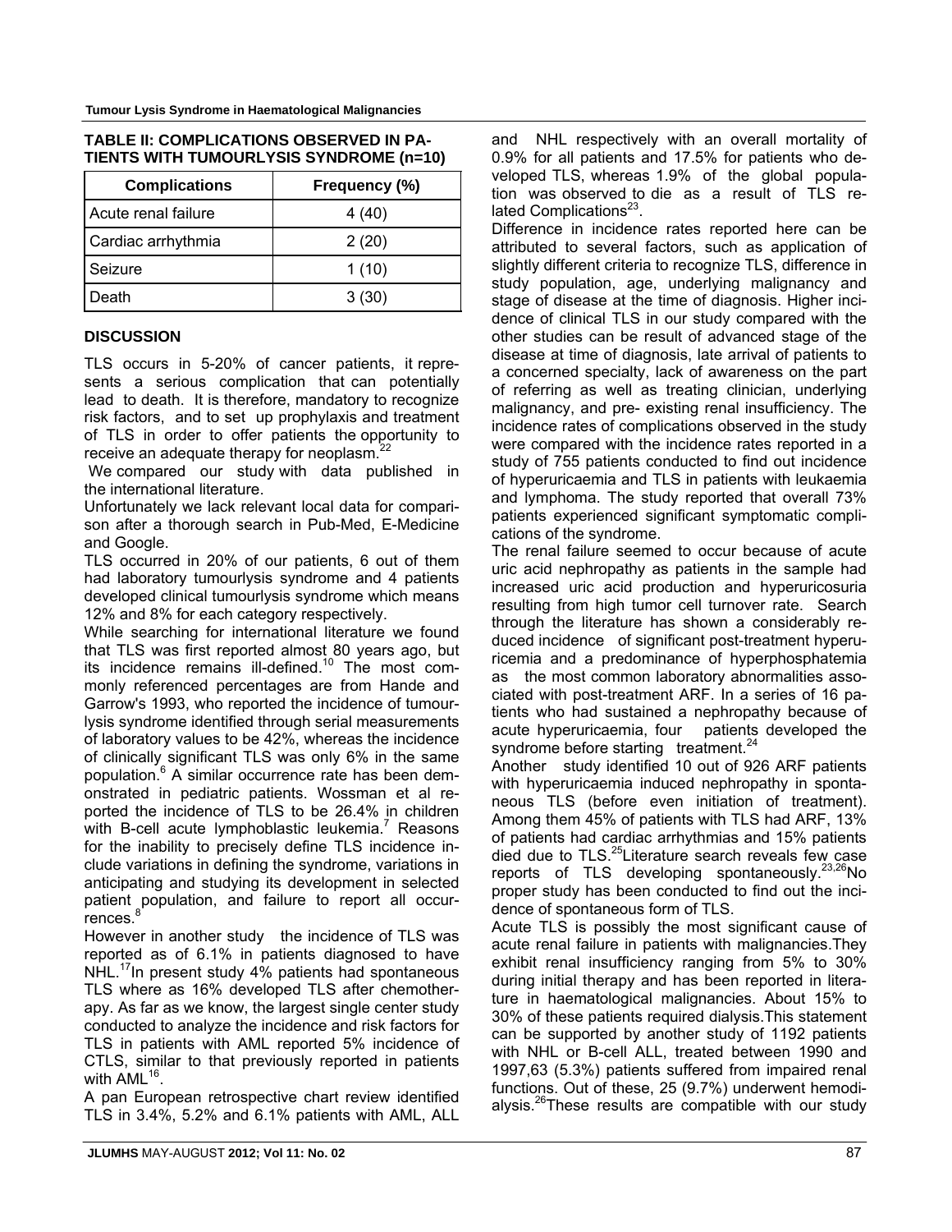**TABLE II: COMPLICATIONS OBSERVED IN PATIENTS WITH TUMOURLYSIS SYNDROME (n=10)**

| Complications | Frequency (%) |
|---|---|
| Acute renal failure | 4 (40) |
| Cardiac arrhythmia | 2 (20) |
| Seizure | 1 (10) |
| Death | 3 (30) |

## DISCUSSION

TLS occurs in 5-20% of cancer patients, it represents a serious complication that can potentially lead to death. It is therefore, mandatory to recognize risk factors, and to set up prophylaxis and treatment of TLS in order to offer patients the opportunity to receive an adequate therapy for neoplasm.[22]

We compared our study with data published in the international literature.

Unfortunately we lack relevant local data for comparison after a thorough search in Pub-Med, E-Medicine and Google.

TLS occurred in 20% of our patients, 6 out of them had laboratory tumourlysis syndrome and 4 patients developed clinical tumourlysis syndrome which means 12% and 8% for each category respectively.

While searching for international literature we found that TLS was first reported almost 80 years ago, but its incidence remains ill-defined.[10] The most commonly referenced percentages are from Hande and Garrow's 1993, who reported the incidence of tumourlysis syndrome identified through serial measurements of laboratory values to be 42%, whereas the incidence of clinically significant TLS was only 6% in the same population.[6] A similar occurrence rate has been demonstrated in pediatric patients. Wossman et al reported the incidence of TLS to be 26.4% in children with B-cell acute lymphoblastic leukemia.[7] Reasons for the inability to precisely define TLS incidence include variations in defining the syndrome, variations in anticipating and studying its development in selected patient population, and failure to report all occurrences.[8]

However in another study the incidence of TLS was reported as of 6.1% in patients diagnosed to have NHL.[17] In present study 4% patients had spontaneous TLS where as 16% developed TLS after chemotherapy. As far as we know, the largest single center study conducted to analyze the incidence and risk factors for TLS in patients with AML reported 5% incidence of CTLS, similar to that previously reported in patients with AML[16].

A pan European retrospective chart review identified TLS in 3.4%, 5.2% and 6.1% patients with AML, ALL and NHL respectively with an overall mortality of 0.9% for all patients and 17.5% for patients who developed TLS, whereas 1.9% of the global population was observed to die as a result of TLS related Complications[23].

Difference in incidence rates reported here can be attributed to several factors, such as application of slightly different criteria to recognize TLS, difference in study population, age, underlying malignancy and stage of disease at the time of diagnosis. Higher incidence of clinical TLS in our study compared with the other studies can be result of advanced stage of the disease at time of diagnosis, late arrival of patients to a concerned specialty, lack of awareness on the part of referring as well as treating clinician, underlying malignancy, and pre- existing renal insufficiency. The incidence rates of complications observed in the study were compared with the incidence rates reported in a study of 755 patients conducted to find out incidence of hyperuricaemia and TLS in patients with leukaemia and lymphoma. The study reported that overall 73% patients experienced significant symptomatic complications of the syndrome.

The renal failure seemed to occur because of acute uric acid nephropathy as patients in the sample had increased uric acid production and hyperuricosuria resulting from high tumor cell turnover rate. Search through the literature has shown a considerably reduced incidence of significant post-treatment hyperuricemia and a predominance of hyperphosphatemia as the most common laboratory abnormalities associated with post-treatment ARF. In a series of 16 patients who had sustained a nephropathy because of acute hyperuricaemia, four patients developed the syndrome before starting treatment.[24]

Another study identified 10 out of 926 ARF patients with hyperuricaemia induced nephropathy in spontaneous TLS (before even initiation of treatment). Among them 45% of patients with TLS had ARF, 13% of patients had cardiac arrhythmias and 15% patients died due to TLS.[25] Literature search reveals few case reports of TLS developing spontaneously.[23,26] No proper study has been conducted to find out the incidence of spontaneous form of TLS.

Acute TLS is possibly the most significant cause of acute renal failure in patients with malignancies. They exhibit renal insufficiency ranging from 5% to 30% during initial therapy and has been reported in literature in haematological malignancies. About 15% to 30% of these patients required dialysis. This statement can be supported by another study of 1192 patients with NHL or B-cell ALL, treated between 1990 and 1997, 63 (5.3%) patients suffered from impaired renal functions. Out of these, 25 (9.7%) underwent hemodialysis.[26] These results are compatible with our study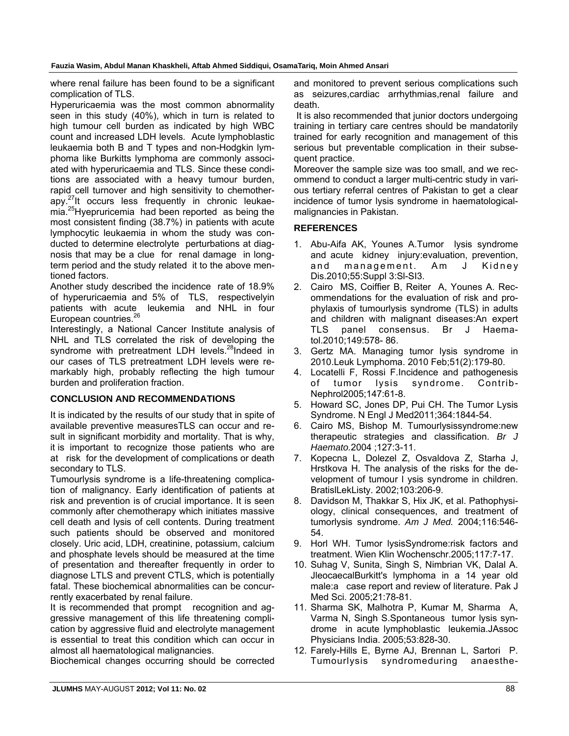where renal failure has been found to be a significant complication of TLS.

Hyperuricaemia was the most common abnormality seen in this study (40%), which in turn is related to high tumour cell burden as indicated by high WBC count and increased LDH levels. Acute lymphoblastic leukaemia both B and T types and non-Hodgkin lymphoma like Burkitts lymphoma are commonly associated with hyperuricaemia and TLS. Since these conditions are associated with a heavy tumour burden, rapid cell turnover and high sensitivity to chemotherapy.[27]It occurs less frequently in chronic leukaemia.[25]Hyepruricemia had been reported as being the most consistent finding (38.7%) in patients with acute lymphocytic leukaemia in whom the study was conducted to determine electrolyte perturbations at diagnosis that may be a clue for renal damage in long-term period and the study related it to the above mentioned factors.

Another study described the incidence rate of 18.9% of hyperuricaemia and 5% of TLS, respectivelyin patients with acute leukemia and NHL in four European countries.[26]

Interestingly, a National Cancer Institute analysis of NHL and TLS correlated the risk of developing the syndrome with pretreatment LDH levels.[28]Indeed in our cases of TLS pretreatment LDH levels were remarkably high, probably reflecting the high tumour burden and proliferation fraction.

## CONCLUSION AND RECOMMENDATIONS

It is indicated by the results of our study that in spite of available preventive measuresTLS can occur and result in significant morbidity and mortality. That is why, it is important to recognize those patients who are at risk for the development of complications or death secondary to TLS.

Tumourlysis syndrome is a life-threatening complication of malignancy. Early identification of patients at risk and prevention is of crucial importance. It is seen commonly after chemotherapy which initiates massive cell death and lysis of cell contents. During treatment such patients should be observed and monitored closely. Uric acid, LDH, creatinine, potassium, calcium and phosphate levels should be measured at the time of presentation and thereafter frequently in order to diagnose LTLS and prevent CTLS, which is potentially fatal. These biochemical abnormalities can be concurrently exacerbated by renal failure.

It is recommended that prompt recognition and aggressive management of this life threatening complication by aggressive fluid and electrolyte management is essential to treat this condition which can occur in almost all haematological malignancies.

Biochemical changes occurring should be corrected and monitored to prevent serious complications such as seizures,cardiac arrhythmias,renal failure and death.

It is also recommended that junior doctors undergoing training in tertiary care centres should be mandatorily trained for early recognition and management of this serious but preventable complication in their subsequent practice.

Moreover the sample size was too small, and we recommend to conduct a larger multi-centric study in various tertiary referral centres of Pakistan to get a clear incidence of tumor lysis syndrome in haematologicalmalignancies in Pakistan.

## REFERENCES

1. Abu-Aifa AK, Younes A.Tumor lysis syndrome and acute kidney injury:evaluation, prevention, and management. Am J Kidney Dis.2010;55:Suppl 3:Sl-SI3.
2. Cairo MS, Coiffier B, Reiter A, Younes A. Recommendations for the evaluation of risk and prophylaxis of tumourlysis syndrome (TLS) in adults and children with malignant diseases:An expert TLS panel consensus. Br J Haematol.2010;149:578- 86.
3. Gertz MA. Managing tumor lysis syndrome in 2010.Leuk Lymphoma. 2010 Feb;51(2):179-80.
4. Locatelli F, Rossi F.Incidence and pathogenesis of tumor lysis syndrome. Contrib-Nephrol2005;147:61-8.
5. Howard SC, Jones DP, Pui CH. The Tumor Lysis Syndrome. N Engl J Med2011;364:1844-54.
6. Cairo MS, Bishop M. Tumourlysissyndrome:new therapeutic strategies and classification. *Br J Haemato.*2004 ;127:3-11.
7. Kopecna L, Dolezel Z, Osvaldova Z, Starha J, Hrstkova H. The analysis of the risks for the development of tumour l ysis syndrome in children. BratislLekListy. 2002;103:206-9.
8. Davidson M, Thakkar S, Hix JK, et al. Pathophysiology, clinical consequences, and treatment of tumorlysis syndrome. *Am J Med.* 2004;116:546-54.
9. Horl WH. Tumor lysisSyndrome:risk factors and treatment. Wien Klin Wochenschr.2005;117:7-17.
10. Suhag V, Sunita, Singh S, Nimbrian VK, Dalal A. JleocaecalBurkitt's lymphoma in a 14 year old male:a case report and review of literature. Pak J Med Sci. 2005;21:78-81.
11. Sharma SK, Malhotra P, Kumar M, Sharma A, Varma N, Singh S.Spontaneous tumor lysis syndrome in acute lymphoblastic leukemia.JAssoc Physicians India. 2005;53:828-30.
12. Farely-Hills E, Byrne AJ, Brennan L, Sartori P. Tumourlysis syndromeduring anaesthe-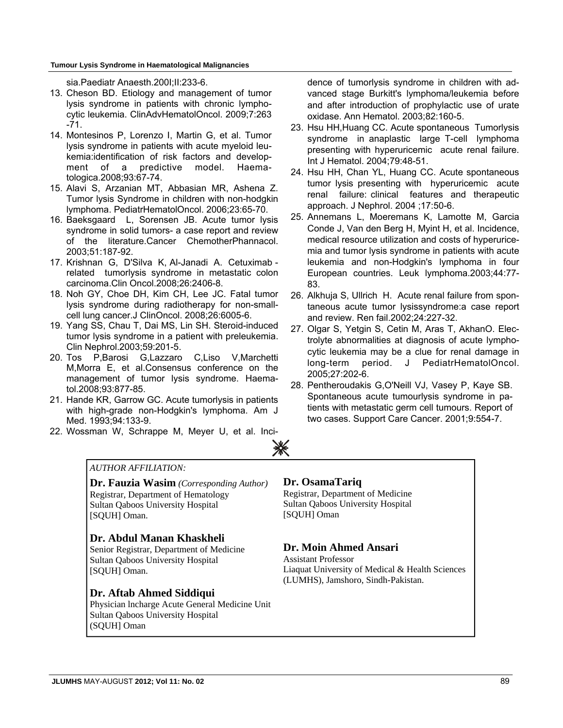sia.Paediatr Anaesth.200I;II:233-6.

13. Cheson BD. Etiology and management of tumor lysis syndrome in patients with chronic lymphocytic leukemia. ClinAdvHematolOncol. 2009;7:263 -71.
14. Montesinos P, Lorenzo I, Martin G, et al. Tumor lysis syndrome in patients with acute myeloid leukemia:identification of risk factors and developpment of a predictive model. Haematologica.2008;93:67-74.
15. Alavi S, Arzanian MT, Abbasian MR, Ashena Z. Tumor lysis Syndrome in children with non-hodgkin lymphoma. PediatrHematolOncol. 2006;23:65-70.
16. Baeksgaard L, Sorensen JB. Acute tumor lysis syndrome in solid tumors- a case report and review of the literature.Cancer ChemotherPhannacol. 2003;51:187-92.
17. Krishnan G, D'Silva K, Al-Janadi A. Cetuximab - related tumorlysis syndrome in metastatic colon carcinoma.Clin Oncol.2008;26:2406-8.
18. Noh GY, Choe DH, Kim CH, Lee JC. Fatal tumor lysis syndrome during radiotherapy for non-small-cell lung cancer.J ClinOncol. 2008;26:6005-6.
19. Yang SS, Chau T, Dai MS, Lin SH. Steroid-induced tumor lysis syndrome in a patient with preleukemia. Clin Nephrol.2003;59:201-5.
20. Tos P,Barosi G,Lazzaro C,Liso V,Marchetti M,Morra E, et al.Consensus conference on the management of tumor lysis syndrome. Haematol.2008;93:877-85.
21. Hande KR, Garrow GC. Acute tumorlysis in patients with high-grade non-Hodgkin's lymphoma. Am J Med. 1993;94:133-9.
22. Wossman W, Schrappe M, Meyer U, et al. Incidence of tumorlysis syndrome in children with advanced stage Burkitt's lymphoma/leukemia before and after introduction of prophylactic use of urate oxidase. Ann Hematol. 2003;82:160-5.
23. Hsu HH,Huang CC. Acute spontaneous Tumorlysis syndrome in anaplastic large T-cell lymphoma presenting with hyperuricemic acute renal failure. Int J Hematol. 2004;79:48-51.
24. Hsu HH, Chan YL, Huang CC. Acute spontaneous tumor lysis presenting with hyperuricemic acute renal failure: clinical features and therapeutic approach. J Nephrol. 2004 ;17:50-6.
25. Annemans L, Moeremans K, Lamotte M, Garcia Conde J, Van den Berg H, Myint H, et al. Incidence, medical resource utilization and costs of hyperuricemia and tumor lysis syndrome in patients with acute leukemia and non-Hodgkin's lymphoma in four European countries. Leuk lymphoma.2003;44:77-83.
26. Alkhuja S, Ullrich H. Acute renal failure from spontaneous acute tumor lysissyndrome:a case report and review. Ren fail.2002;24:227-32.
27. Olgar S, Yetgin S, Cetin M, Aras T, AkhanO. Electrolyte abnormalities at diagnosis of acute lymphocytic leukemia may be a clue for renal damage in long-term period. J PediatrHematolOncol. 2005;27:202-6.
28. Pentheroudakis G,O'Neill VJ, Vasey P, Kaye SB. Spontaneous acute tumourlysis syndrome in patients with metastatic germ cell tumours. Report of two cases. Support Care Cancer. 2001;9:554-7.

*AUTHOR AFFILIATION:*

**Dr. Fauzia Wasim** *(Corresponding Author)*
Registrar, Department of Hematology
Sultan Qaboos University Hospital
[SQUH] Oman.

**Dr. Abdul Manan Khaskheli**
Senior Registrar, Department of Medicine
Sultan Qaboos University Hospital
[SQUH] Oman.

**Dr. Aftab Ahmed Siddiqui**
Physician lncharge Acute General Medicine Unit
Sultan Qaboos University Hospital
(SQUH] Oman

**Dr. OsamaTariq**
Registrar, Department of Medicine
Sultan Qaboos University Hospital
[SQUH] Oman

**Dr. Moin Ahmed Ansari**
Assistant Professor
Liaquat University of Medical & Health Sciences
(LUMHS), Jamshoro, Sindh-Pakistan.